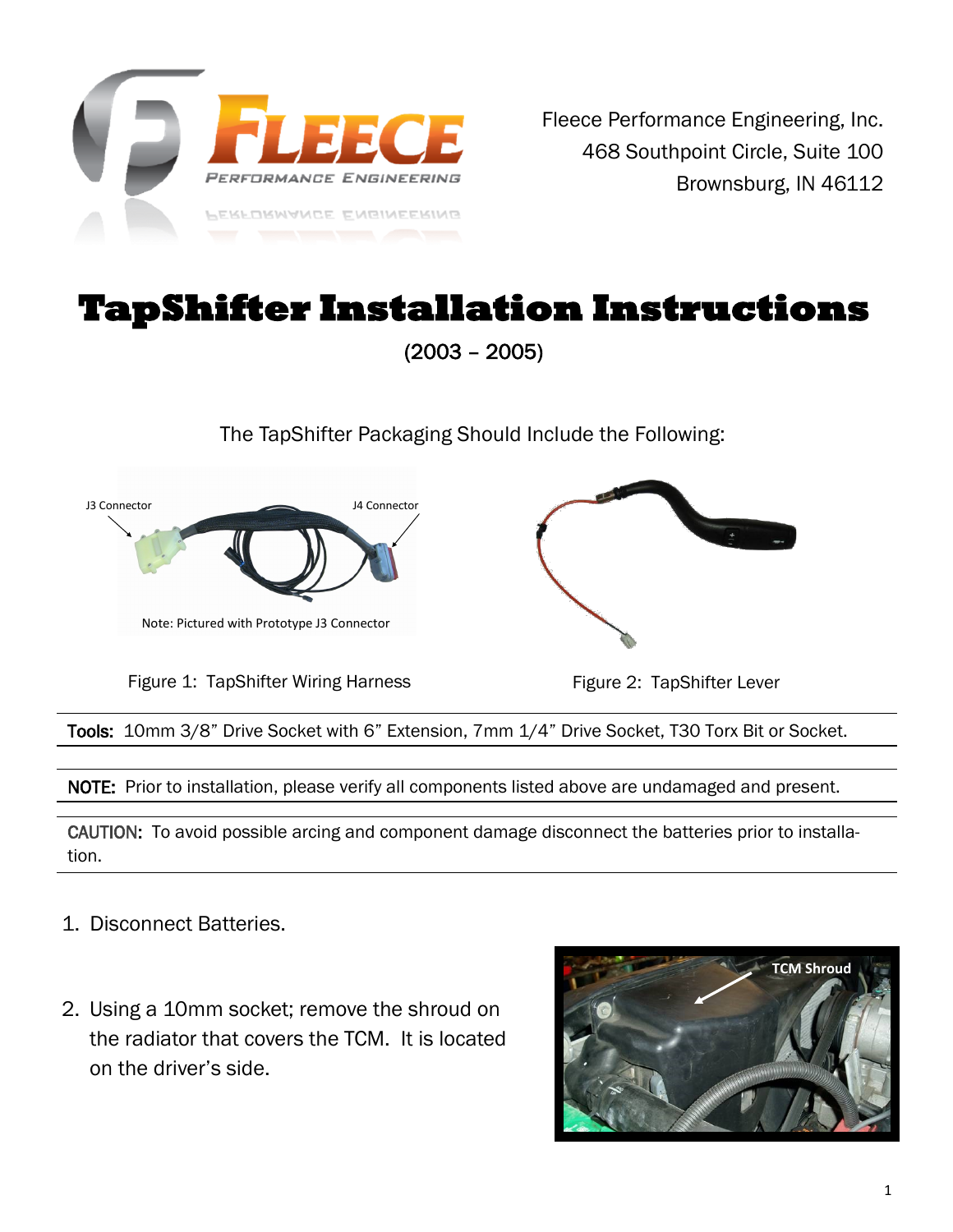Fleece Performance Engineering, Inc.
468 Southpoint Circle, Suite 100
Brownsburg, IN 46112

# TapShifter Installation Instructions

(2003 – 2005)

The TapShifter Packaging Should Include the Following:

Figure 1: TapShifter Wiring Harness

Figure 2: TapShifter Lever

**Tools:** 10mm 3/8" Drive Socket with 6" Extension, 7mm 1/4" Drive Socket, T30 Torx Bit or Socket.

**NOTE:** Prior to installation, please verify all components listed above are undamaged and present.

**CAUTION:** To avoid possible arcing and component damage disconnect the batteries prior to installation.

1. Disconnect Batteries.

2. Using a 10mm socket; remove the shroud on the radiator that covers the TCM. It is located on the driver's side.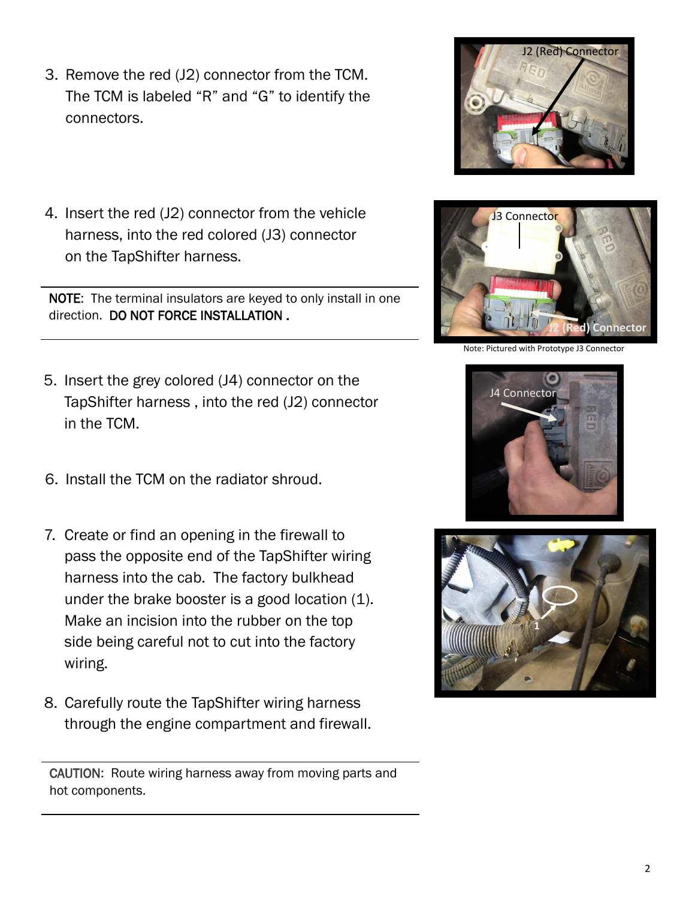3. Remove the red (J2) connector from the TCM. The TCM is labeled "R" and "G" to identify the connectors.

4. Insert the red (J2) connector from the vehicle harness, into the red colored (J3) connector on the TapShifter harness.

---

NOTE: The terminal insulators are keyed to only install in one direction. **DO NOT FORCE INSTALLATION .**

---

Note: Pictured with Prototype J3 Connector

5. Insert the grey colored (J4) connector on the TapShifter harness , into the red (J2) connector in the TCM.

6. Install the TCM on the radiator shroud.

7. Create or find an opening in the firewall to pass the opposite end of the TapShifter wiring harness into the cab. The factory bulkhead under the brake booster is a good location (1). Make an incision into the rubber on the top side being careful not to cut into the factory wiring.

8. Carefully route the TapShifter wiring harness through the engine compartment and firewall.

---

CAUTION: Route wiring harness away from moving parts and hot components.

---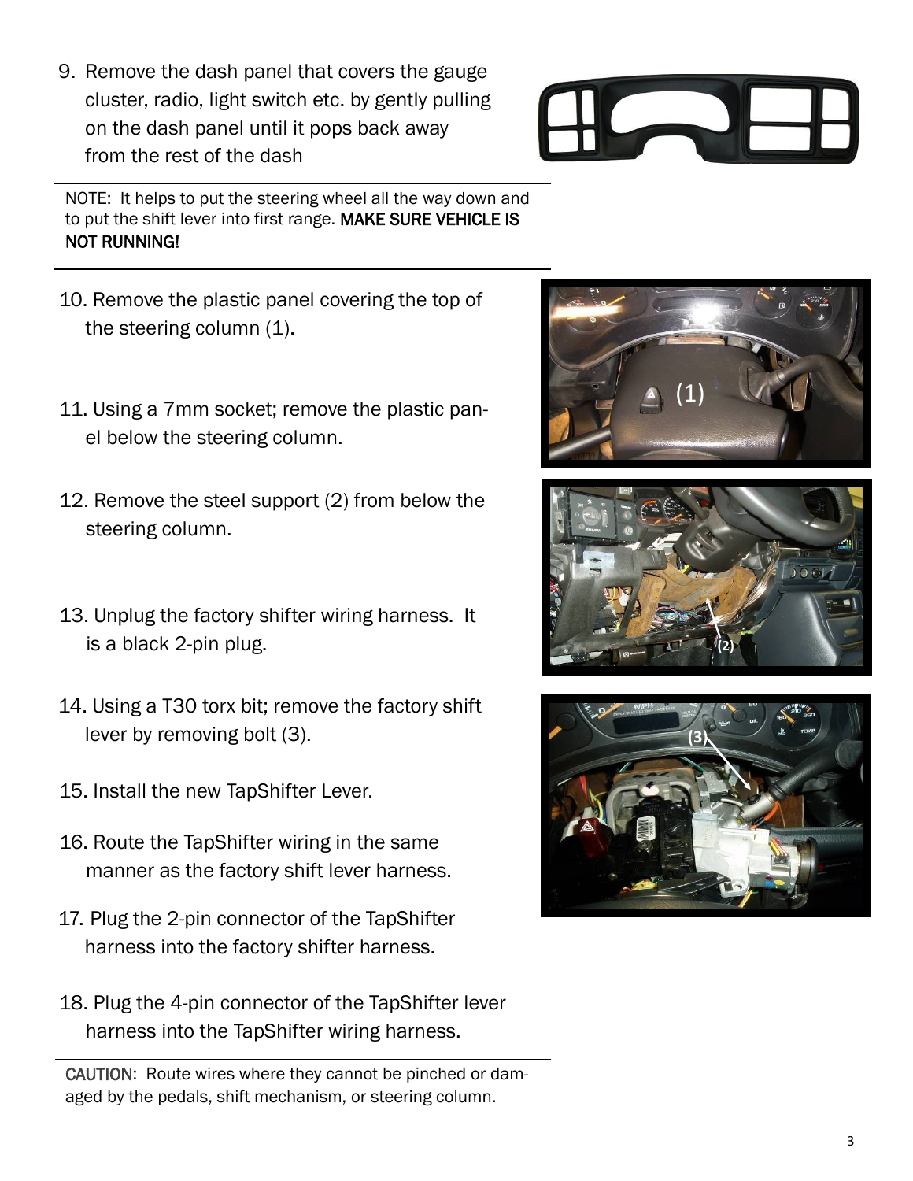9. Remove the dash panel that covers the gauge cluster, radio, light switch etc. by gently pulling on the dash panel until it pops back away from the rest of the dash

NOTE: It helps to put the steering wheel all the way down and to put the shift lever into first range. **MAKE SURE VEHICLE IS NOT RUNNING!**

10. Remove the plastic panel covering the top of the steering column (1).

11. Using a 7mm socket; remove the plastic panel below the steering column.

12. Remove the steel support (2) from below the steering column.

13. Unplug the factory shifter wiring harness. It is a black 2-pin plug.

14. Using a T30 torx bit; remove the factory shift lever by removing bolt (3).

15. Install the new TapShifter Lever.

16. Route the TapShifter wiring in the same manner as the factory shift lever harness.

17. Plug the 2-pin connector of the TapShifter harness into the factory shifter harness.

18. Plug the 4-pin connector of the TapShifter lever harness into the TapShifter wiring harness.

**CAUTION**: Route wires where they cannot be pinched or damaged by the pedals, shift mechanism, or steering column.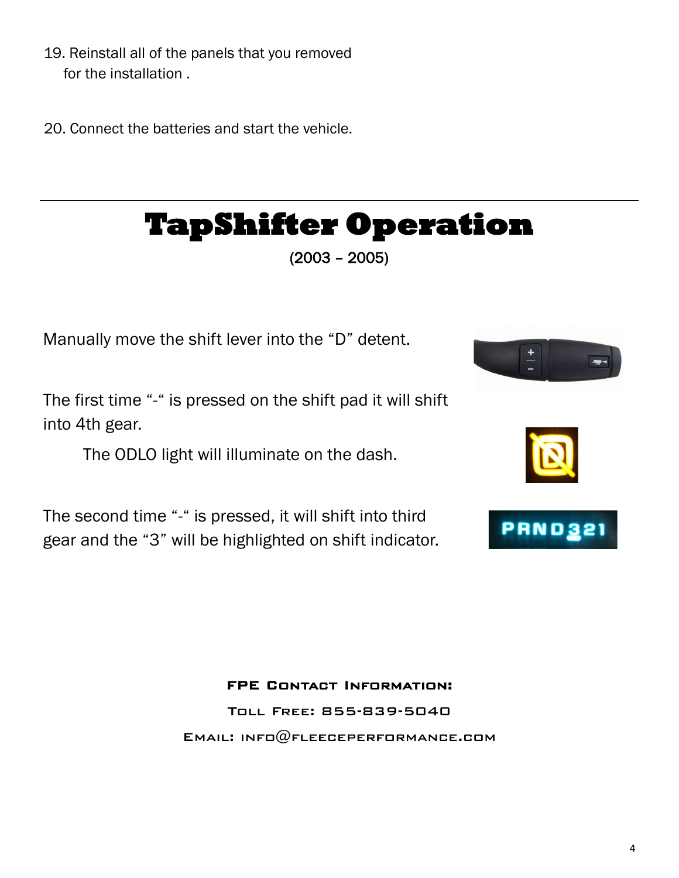19. Reinstall all of the panels that you removed for the installation .

20. Connect the batteries and start the vehicle.

---

# TapShifter Operation

(2003 – 2005)

Manually move the shift lever into the “D” detent.

The first time “-“ is pressed on the shift pad it will shift into 4th gear.

The ODLO light will illuminate on the dash.

The second time “-“ is pressed, it will shift into third gear and the “3” will be highlighted on shift indicator.

**FPE Contact Information:**

Toll Free: 855-839-5040

Email: info@fleeceperformance.com